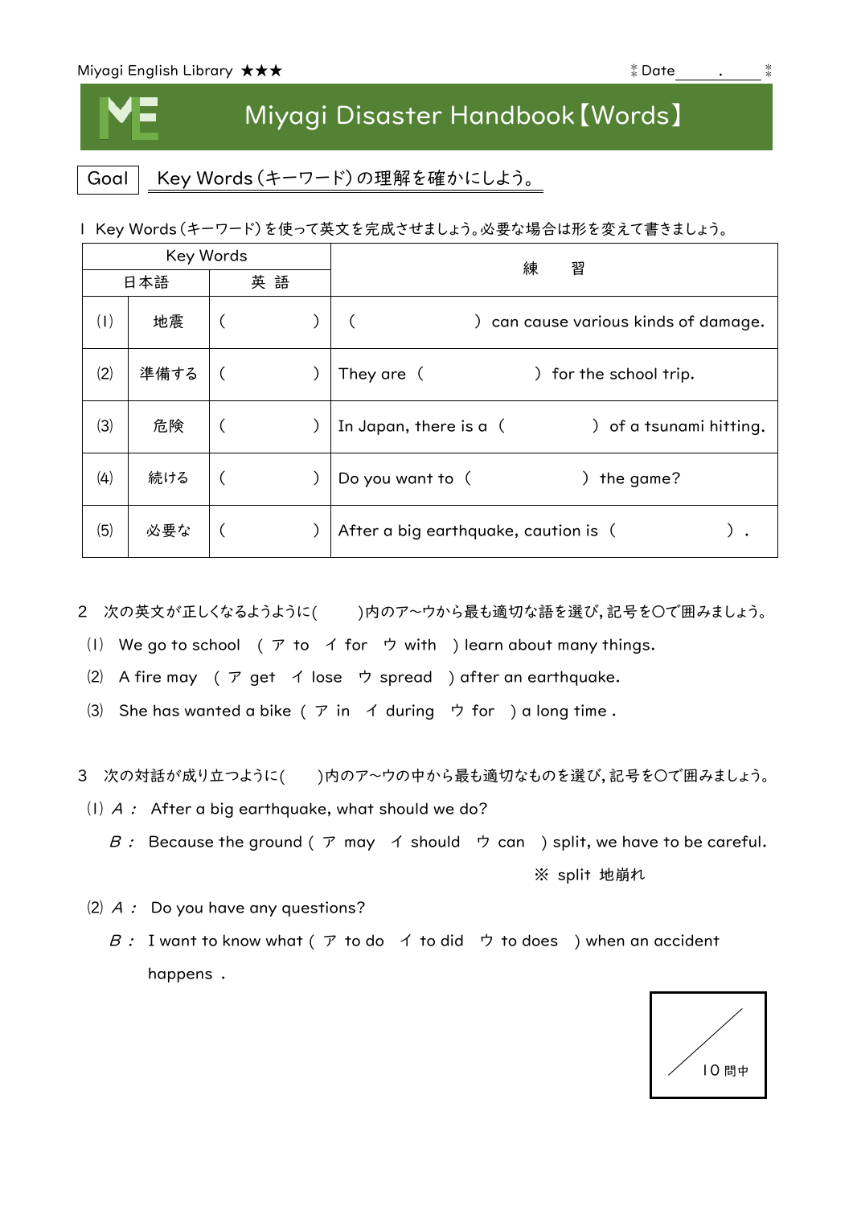Miyagi English Library ★★★　　　　　　　　　　　　　　　　　Date ＿＿＿.＿＿＿

# Miyagi Disaster Handbook【Words】

**Goal**　Key Words（キーワード）の理解を確かにしよう。

1　Key Words（キーワード）を使って英文を完成させましょう。必要な場合は形を変えて書きましょう。

| | Key Words 日本語 | Key Words 英語 | 練　習 |
|---|---|---|---|
| (1) | 地震 | (　　　　　) | (　　　　　) can cause various kinds of damage. |
| (2) | 準備する | (　　　　　) | They are (　　　　　) for the school trip. |
| (3) | 危険 | (　　　　　) | In Japan, there is a (　　　　　) of a tsunami hitting. |
| (4) | 続ける | (　　　　　) | Do you want to (　　　　　) the game? |
| (5) | 必要な | (　　　　　) | After a big earthquake, caution is (　　　　　). |

2　次の英文が正しくなるようように(　　)内のア～ウから最も適切な語を選び，記号を○で囲みましょう。

(1) We go to school ( ア to　イ for　ウ with ) learn about many things.

(2) A fire may ( ア get　イ lose　ウ spread ) after an earthquake.

(3) She has wanted a bike ( ア in　イ during　ウ for ) a long time .

3　次の対話が成り立つように(　　)内のア～ウの中から最も適切なものを選び，記号を○で囲みましょう。

(1) *A*： After a big earthquake, what should we do?

　*B*： Because the ground ( ア may　イ should　ウ can ) split, we have to be careful.

　　　　　　　　※ split 地崩れ

(2) *A*： Do you have any questions?

　*B*： I want to know what ( ア to do　イ to did　ウ to does ) when an accident happens .

／10 問中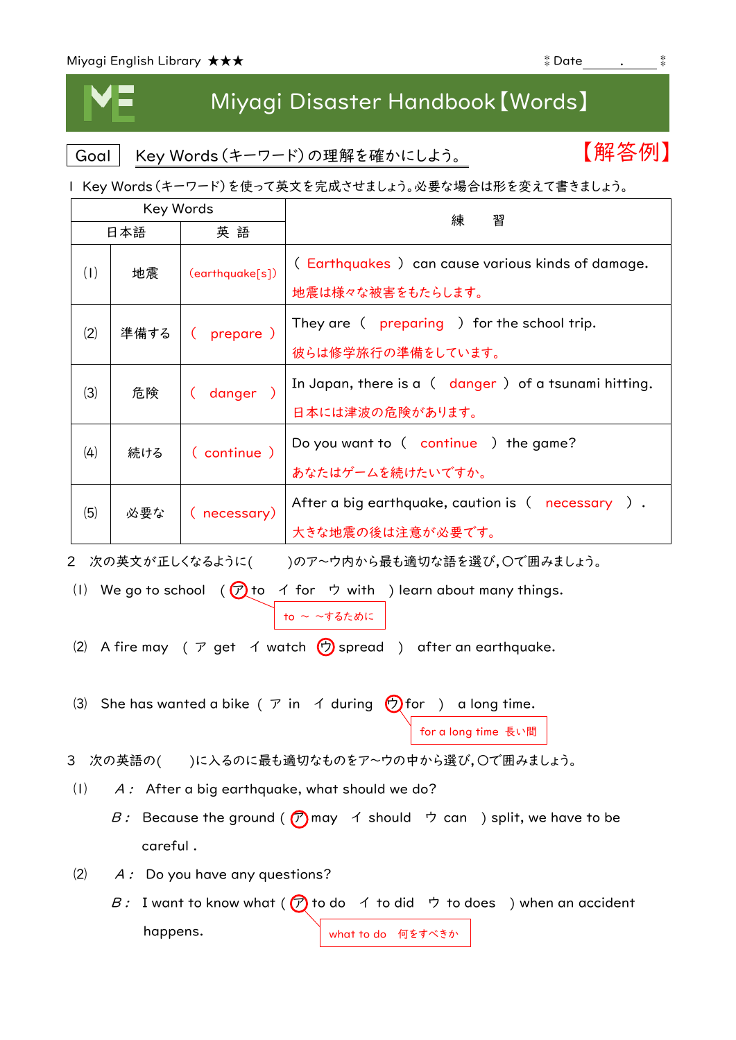Miyagi English Library ★★★　　　　　　　　　　　　　　　　　　　⁑ Date ＿＿＿.＿＿＿ ⁑

# Miyagi Disaster Handbook【Words】

**Goal**　Key Words（キーワード）の理解を確かにしよう。　　　　　**【解答例】**

1　Key Words（キーワード）を使って英文を完成させましょう。必要な場合は形を変えて書きましょう。

| Key Words | | | 練　　習 |
|---|---|---|---|
| | 日本語 | 英　語 | |
| (1) | 地震 | (earthquake[s]) | ( Earthquakes ) can cause various kinds of damage.<br>地震は様々な被害をもたらします。 |
| (2) | 準備する | ( prepare ) | They are ( preparing ) for the school trip.<br>彼らは修学旅行の準備をしています。 |
| (3) | 危険 | ( danger ) | In Japan, there is a ( danger ) of a tsunami hitting.<br>日本には津波の危険があります。 |
| (4) | 続ける | ( continue ) | Do you want to ( continue ) the game?<br>あなたはゲームを続けたいですか。 |
| (5) | 必要な | ( necessary) | After a big earthquake, caution is ( necessary ) .<br>大きな地震の後は注意が必要です。 |

2　次の英文が正しくなるように(　　)のア～ウ内から最も適切な語を選び，○で囲みましょう。

(1)　We go to school ( ㋐ to　イ for　ウ with ) learn about many things.

　　to ～ ～するために

(2)　A fire may ( ア get　イ watch　㋒ spread ) after an earthquake.

(3)　She has wanted a bike ( ア in　イ during　㋒ for ) a long time.

　　for a long time 長い間

3　次の英語の(　　)に入るのに最も適切なものをア～ウの中から選び，○で囲みましょう。

(1)　A : After a big earthquake, what should we do?

　　B : Because the ground ( ㋐ may　イ should　ウ can ) split, we have to be careful .

(2)　A : Do you have any questions?

　　B : I want to know what ( ㋐ to do　イ to did　ウ to does ) when an accident happens.

　　what to do 何をすべきか